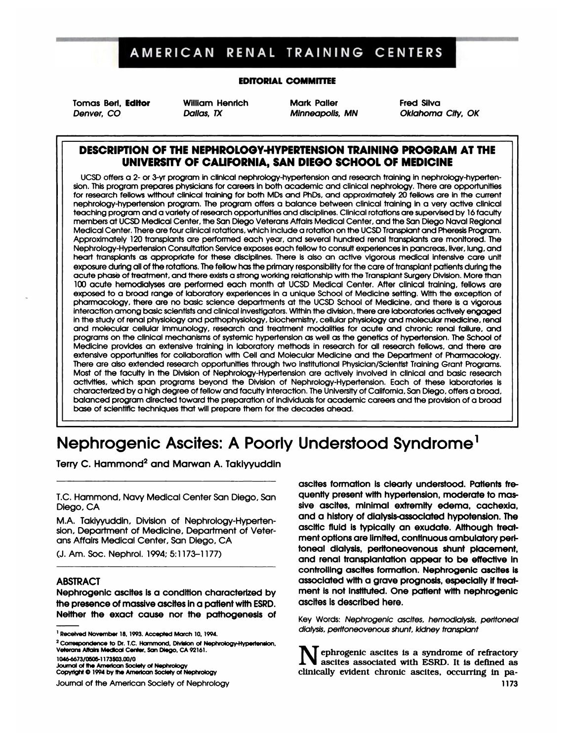# AMERICAN RENAL TRAINING CENTERS

**EDITORIAL COMMITTEE**

| | | | |
|---|---|---|---|
| Tomas Berl, **Editor** | William Henrich | Mark Paller | Fred Silva |
| *Denver, CO* | *Dallas, TX* | *Minneapolis, MN* | *Oklahoma City, OK* |

## DESCRIPTION OF THE NEPHROLOGY-HYPERTENSION TRAINING PROGRAM AT THE UNIVERSITY OF CALIFORNIA, SAN DIEGO SCHOOL OF MEDICINE

UCSD offers a 2- or 3-yr program in clinical nephrology-hypertension and research training in nephrology-hypertension. This program prepares physicians for careers in both academic and clinical nephrology. There are opportunities for research fellows without clinical training for both MDs and PhDs, and approximately 20 fellows are in the current nephrology-hypertension program. The program offers a balance between clinical training in a very active clinical teaching program and a variety of research opportunities and disciplines. Clinical rotations are supervised by 16 faculty members at UCSD Medical Center, the San Diego Veterans Affairs Medical Center, and the San Diego Naval Regional Medical Center. There are four clinical rotations, which include a rotation on the UCSD Transplant and Pheresis Program. Approximately 120 transplants are performed each year, and several hundred renal transplants are monitored. The Nephrology-Hypertension Consultation Service exposes each fellow to consult experiences in pancreas, liver, lung, and heart transplants as appropriate for these disciplines. There is also an active vigorous medical intensive care unit exposure during all of the rotations. The fellow has the primary responsibility for the care of transplant patients during the acute phase of treatment, and there exists a strong working relationship with the Transplant Surgery Division. More than 100 acute hemodialyses are performed each month at UCSD Medical Center. After clinical training, fellows are exposed to a broad range of laboratory experiences in a unique School of Medicine setting. With the exception of pharmacology, there are no basic science departments at the UCSD School of Medicine, and there is a vigorous interaction among basic scientists and clinical investigators. Within the division, there are laboratories actively engaged in the study of renal physiology and pathophysiology, biochemistry, cellular physiology and molecular medicine, renal and molecular cellular immunology, research and treatment modalities for acute and chronic renal failure, and programs on the clinical mechanisms of systemic hypertension as well as the genetics of hypertension. The School of Medicine provides an extensive training in laboratory methods in research for all research fellows, and there are extensive opportunities for collaboration with Cell and Molecular Medicine and the Department of Pharmacology. There are also extended research opportunities through two institutional Physician/Scientist Training Grant Programs. Most of the faculty in the Division of Nephrology-Hypertension are actively involved in clinical and basic research activities, which span programs beyond the Division of Nephrology-Hypertension. Each of these laboratories is characterized by a high degree of fellow and faculty interaction. The University of California, San Diego, offers a broad, balanced program directed toward the preparation of individuals for academic careers and the provision of a broad base of scientific techniques that will prepare them for the decades ahead.

# Nephrogenic Ascites: A Poorly Understood Syndrome[1]

Terry C. Hammond[2] and Marwan A. Takiyyuddin

T.C. Hammond, Navy Medical Center San Diego, San Diego, CA

M.A. Takiyyuddin, Division of Nephrology-Hypertension, Department of Medicine, Department of Veterans Affairs Medical Center, San Diego, CA

(J. Am. Soc. Nephrol. 1994; 5:1173–1177)

## ABSTRACT

**Nephrogenic ascites is a condition characterized by the presence of massive ascites in a patient with ESRD. Neither the exact cause nor the pathogenesis of ascites formation is clearly understood. Patients frequently present with hypertension, moderate to massive ascites, minimal extremity edema, cachexia, and a history of dialysis-associated hypotension. The ascitic fluid is typically an exudate. Although treatment options are limited, continuous ambulatory peritoneal dialysis, peritoneovenous shunt placement, and renal transplantation appear to be effective in controlling ascites formation. Nephrogenic ascites is associated with a grave prognosis, especially if treatment is not instituted. One patient with nephrogenic ascites is described here.**

Key Words: *Nephrogenic ascites, hemodialysis, peritoneal dialysis, peritoneovenous shunt, kidney transplant*

Nephrogenic ascites is a syndrome of refractory ascites associated with ESRD. It is defined as clinically evident chronic ascites, occurring in pa-

[1] Received November 18, 1993. Accepted March 10, 1994.

[2] Correspondence to Dr. T.C. Hammond, Division of Nephrology-Hypertension, Veterans Affairs Medical Center, San Diego, CA 92161.

1046-6673/0506-1173$03.00/0
Journal of the American Society of Nephrology
Copyright © 1994 by the American Society of Nephrology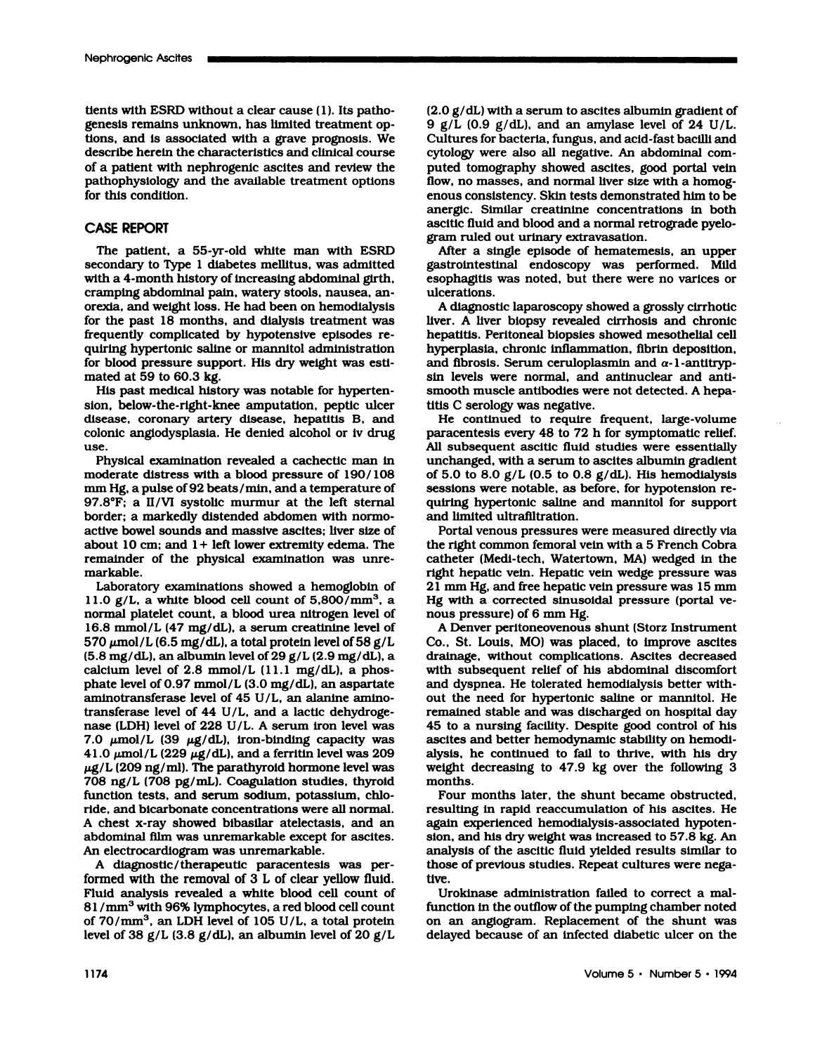tients with ESRD without a clear cause (1). Its pathogenesis remains unknown, has limited treatment options, and is associated with a grave prognosis. We describe herein the characteristics and clinical course of a patient with nephrogenic ascites and review the pathophysiology and the available treatment options for this condition.

## CASE REPORT

The patient, a 55-yr-old white man with ESRD secondary to Type 1 diabetes mellitus, was admitted with a 4-month history of increasing abdominal girth, cramping abdominal pain, watery stools, nausea, anorexia, and weight loss. He had been on hemodialysis for the past 18 months, and dialysis treatment was frequently complicated by hypotensive episodes requiring hypertonic saline or mannitol administration for blood pressure support. His dry weight was estimated at 59 to 60.3 kg.

His past medical history was notable for hypertension, below-the-right-knee amputation, peptic ulcer disease, coronary artery disease, hepatitis B, and colonic angiodysplasia. He denied alcohol or iv drug use.

Physical examination revealed a cachectic man in moderate distress with a blood pressure of 190/108 mm Hg, a pulse of 92 beats/min, and a temperature of 97.8°F; a II/VI systolic murmur at the left sternal border; a markedly distended abdomen with normoactive bowel sounds and massive ascites; liver size of about 10 cm; and 1+ left lower extremity edema. The remainder of the physical examination was unremarkable.

Laboratory examinations showed a hemoglobin of 11.0 g/L, a white blood cell count of 5,800/mm$^3$, a normal platelet count, a blood urea nitrogen level of 16.8 mmol/L (47 mg/dL), a serum creatinine level of 570 μmol/L (6.5 mg/dL), a total protein level of 58 g/L (5.8 mg/dL), an albumin level of 29 g/L (2.9 mg/dL), a calcium level of 2.8 mmol/L (11.1 mg/dL), a phosphate level of 0.97 mmol/L (3.0 mg/dL), an aspartate aminotransferase level of 45 U/L, an alanine aminotransferase level of 44 U/L, and a lactic dehydrogenase (LDH) level of 228 U/L. A serum iron level was 7.0 μmol/L (39 μg/dL), iron-binding capacity was 41.0 μmol/L (229 μg/dL), and a ferritin level was 209 μg/L (209 ng/ml). The parathyroid hormone level was 708 ng/L (708 pg/mL). Coagulation studies, thyroid function tests, and serum sodium, potassium, chloride, and bicarbonate concentrations were all normal. A chest x-ray showed bibasilar atelectasis, and an abdominal film was unremarkable except for ascites. An electrocardiogram was unremarkable.

A diagnostic/therapeutic paracentesis was performed with the removal of 3 L of clear yellow fluid. Fluid analysis revealed a white blood cell count of 81/mm$^3$ with 96% lymphocytes, a red blood cell count of 70/mm$^3$, an LDH level of 105 U/L, a total protein level of 38 g/L (3.8 g/dL), an albumin level of 20 g/L (2.0 g/dL) with a serum to ascites albumin gradient of 9 g/L (0.9 g/dL), and an amylase level of 24 U/L. Cultures for bacteria, fungus, and acid-fast bacilli and cytology were also all negative. An abdominal computed tomography showed ascites, good portal vein flow, no masses, and normal liver size with a homogenous consistency. Skin tests demonstrated him to be anergic. Similar creatinine concentrations in both ascitic fluid and blood and a normal retrograde pyelogram ruled out urinary extravasation.

After a single episode of hematemesis, an upper gastrointestinal endoscopy was performed. Mild esophagitis was noted, but there were no varices or ulcerations.

A diagnostic laparoscopy showed a grossly cirrhotic liver. A liver biopsy revealed cirrhosis and chronic hepatitis. Peritoneal biopsies showed mesothelial cell hyperplasia, chronic inflammation, fibrin deposition, and fibrosis. Serum ceruloplasmin and α-1-antitrypsin levels were normal, and antinuclear and antismooth muscle antibodies were not detected. A hepatitis C serology was negative.

He continued to require frequent, large-volume paracentesis every 48 to 72 h for symptomatic relief. All subsequent ascitic fluid studies were essentially unchanged, with a serum to ascites albumin gradient of 5.0 to 8.0 g/L (0.5 to 0.8 g/dL). His hemodialysis sessions were notable, as before, for hypotension requiring hypertonic saline and mannitol for support and limited ultrafiltration.

Portal venous pressures were measured directly via the right common femoral vein with a 5 French Cobra catheter (Medi-tech, Watertown, MA) wedged in the right hepatic vein. Hepatic vein wedge pressure was 21 mm Hg, and free hepatic vein pressure was 15 mm Hg with a corrected sinusoidal pressure (portal venous pressure) of 6 mm Hg.

A Denver peritoneovenous shunt (Storz Instrument Co., St. Louis, MO) was placed, to improve ascites drainage, without complications. Ascites decreased with subsequent relief of his abdominal discomfort and dyspnea. He tolerated hemodialysis better without the need for hypertonic saline or mannitol. He remained stable and was discharged on hospital day 45 to a nursing facility. Despite good control of his ascites and better hemodynamic stability on hemodialysis, he continued to fail to thrive, with his dry weight decreasing to 47.9 kg over the following 3 months.

Four months later, the shunt became obstructed, resulting in rapid reaccumulation of his ascites. He again experienced hemodialysis-associated hypotension, and his dry weight was increased to 57.8 kg. An analysis of the ascitic fluid yielded results similar to those of previous studies. Repeat cultures were negative.

Urokinase administration failed to correct a malfunction in the outflow of the pumping chamber noted on an angiogram. Replacement of the shunt was delayed because of an infected diabetic ulcer on the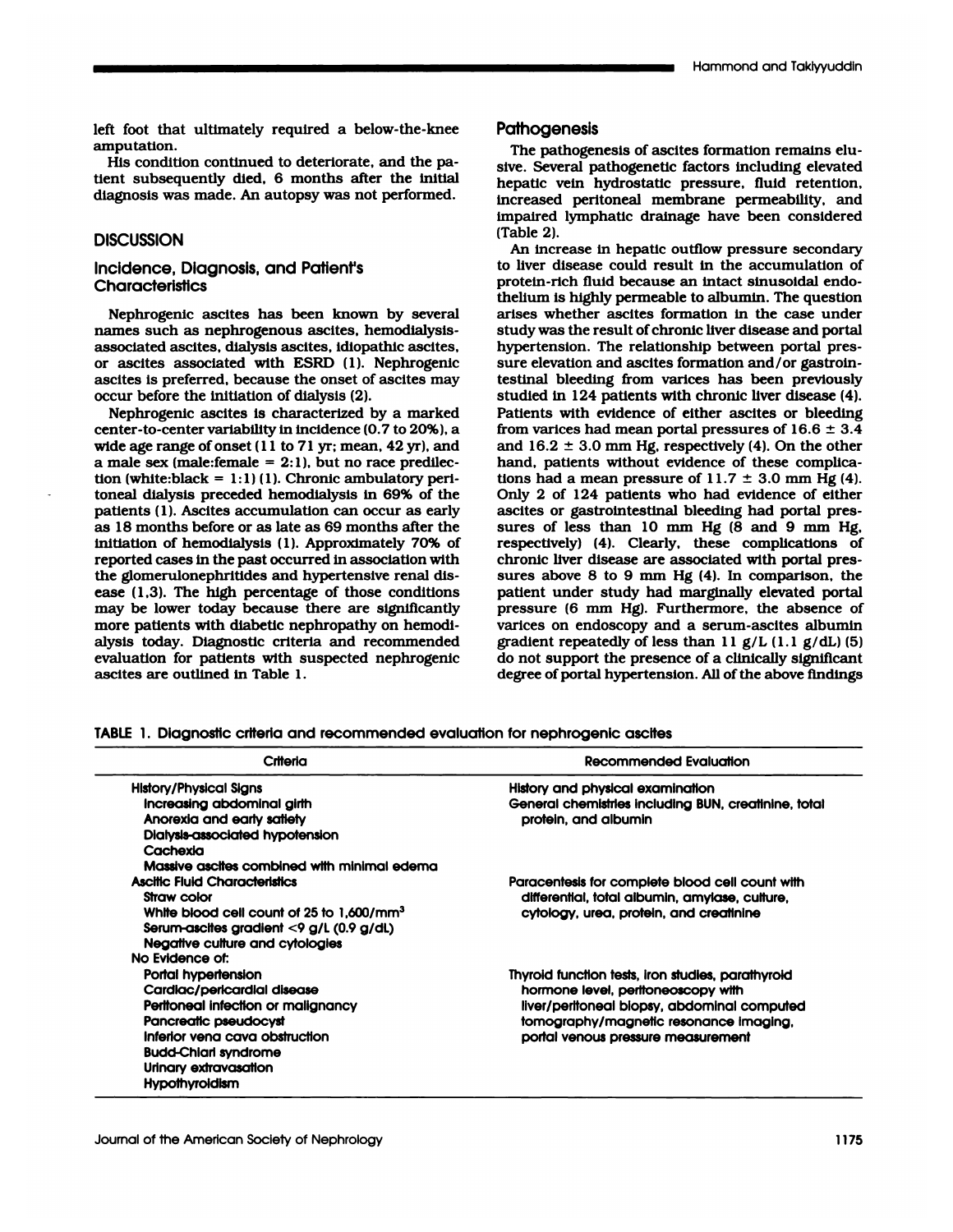left foot that ultimately required a below-the-knee amputation.

His condition continued to deteriorate, and the patient subsequently died, 6 months after the initial diagnosis was made. An autopsy was not performed.

## DISCUSSION

### Incidence, Diagnosis, and Patient's Characteristics

Nephrogenic ascites has been known by several names such as nephrogenous ascites, hemodialysis-associated ascites, dialysis ascites, idiopathic ascites, or ascites associated with ESRD (1). Nephrogenic ascites is preferred, because the onset of ascites may occur before the initiation of dialysis (2).

Nephrogenic ascites is characterized by a marked center-to-center variability in incidence (0.7 to 20%), a wide age range of onset (11 to 71 yr; mean, 42 yr), and a male sex (male:female = 2:1), but no race predilection (white:black = 1:1) (1). Chronic ambulatory peritoneal dialysis preceded hemodialysis in 69% of the patients (1). Ascites accumulation can occur as early as 18 months before or as late as 69 months after the initiation of hemodialysis (1). Approximately 70% of reported cases in the past occurred in association with the glomerulonephritides and hypertensive renal disease (1,3). The high percentage of those conditions may be lower today because there are significantly more patients with diabetic nephropathy on hemodialysis today. Diagnostic criteria and recommended evaluation for patients with suspected nephrogenic ascites are outlined in Table 1.

### Pathogenesis

The pathogenesis of ascites formation remains elusive. Several pathogenetic factors including elevated hepatic vein hydrostatic pressure, fluid retention, increased peritoneal membrane permeability, and impaired lymphatic drainage have been considered (Table 2).

An increase in hepatic outflow pressure secondary to liver disease could result in the accumulation of protein-rich fluid because an intact sinusoidal endothelium is highly permeable to albumin. The question arises whether ascites formation in the case under study was the result of chronic liver disease and portal hypertension. The relationship between portal pressure elevation and ascites formation and/or gastrointestinal bleeding from varices has been previously studied in 124 patients with chronic liver disease (4). Patients with evidence of either ascites or bleeding from varices had mean portal pressures of $16.6 \pm 3.4$ and $16.2 \pm 3.0$ mm Hg, respectively (4). On the other hand, patients without evidence of these complications had a mean pressure of $11.7 \pm 3.0$ mm Hg (4). Only 2 of 124 patients who had evidence of either ascites or gastrointestinal bleeding had portal pressures of less than 10 mm Hg (8 and 9 mm Hg, respectively) (4). Clearly, these complications of chronic liver disease are associated with portal pressures above 8 to 9 mm Hg (4). In comparison, the patient under study had marginally elevated portal pressure (6 mm Hg). Furthermore, the absence of varices on endoscopy and a serum-ascites albumin gradient repeatedly of less than 11 g/L (1.1 g/dL) (5) do not support the presence of a clinically significant degree of portal hypertension. All of the above findings

TABLE 1. Diagnostic criteria and recommended evaluation for nephrogenic ascites

| Criteria | Recommended Evaluation |
|---|---|
| History/Physical Signs | History and physical examination |
| Increasing abdominal girth | General chemistries including BUN, creatinine, total protein, and albumin |
| Anorexia and early satiety | |
| Dialysis-associated hypotension | |
| Cachexia | |
| Massive ascites combined with minimal edema | |
| Ascitic Fluid Characteristics | Paracentesis for complete blood cell count with differential, total albumin, amylase, culture, cytology, urea, protein, and creatinine |
| Straw color | |
| White blood cell count of 25 to 1,600/mm$^3$ | |
| Serum-ascites gradient <9 g/L (0.9 g/dL) | |
| Negative culture and cytologies | |
| No Evidence of: | |
| Portal hypertension | Thyroid function tests, iron studies, parathyroid hormone level, peritoneoscopy with liver/peritoneal biopsy, abdominal computed tomography/magnetic resonance imaging, portal venous pressure measurement |
| Cardiac/pericardial disease | |
| Peritoneal infection or malignancy | |
| Pancreatic pseudocyst | |
| Inferior vena cava obstruction | |
| Budd-Chiari syndrome | |
| Urinary extravasation | |
| Hypothyroidism | |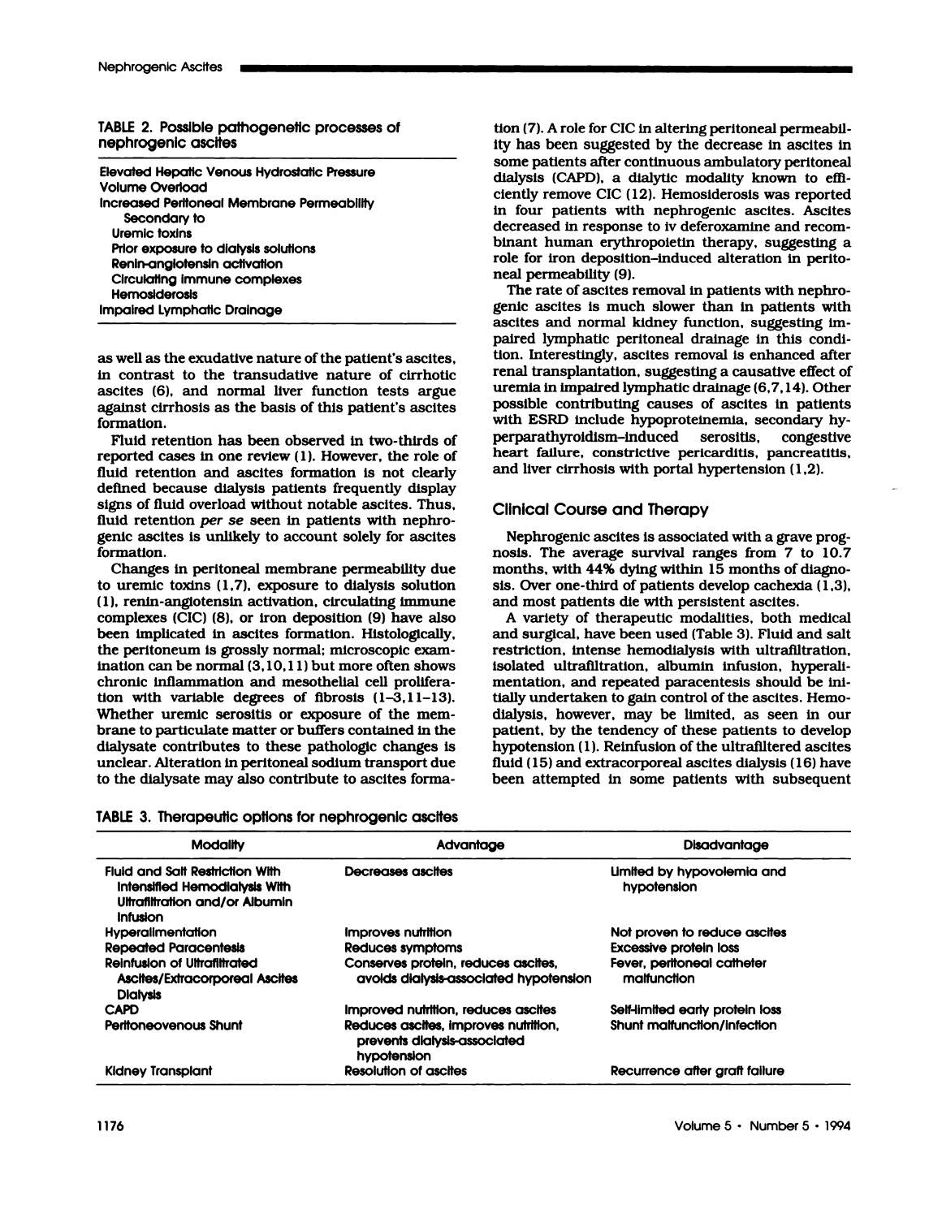TABLE 2. Possible pathogenetic processes of nephrogenic ascites

| |
|---|
| Elevated Hepatic Venous Hydrostatic Pressure |
| Volume Overload |
| Increased Peritoneal Membrane Permeability Secondary to |
| Uremic toxins |
| Prior exposure to dialysis solutions |
| Renin-angiotensin activation |
| Circulating immune complexes |
| Hemosiderosis |
| Impaired Lymphatic Drainage |

as well as the exudative nature of the patient's ascites, in contrast to the transudative nature of cirrhotic ascites (6), and normal liver function tests argue against cirrhosis as the basis of this patient's ascites formation.

Fluid retention has been observed in two-thirds of reported cases in one review (1). However, the role of fluid retention and ascites formation is not clearly defined because dialysis patients frequently display signs of fluid overload without notable ascites. Thus, fluid retention *per se* seen in patients with nephrogenic ascites is unlikely to account solely for ascites formation.

Changes in peritoneal membrane permeability due to uremic toxins (1,7), exposure to dialysis solution (1), renin-angiotensin activation, circulating immune complexes (CIC) (8), or iron deposition (9) have also been implicated in ascites formation. Histologically, the peritoneum is grossly normal; microscopic examination can be normal (3,10,11) but more often shows chronic inflammation and mesothelial cell proliferation with variable degrees of fibrosis (1–3,11–13). Whether uremic serositis or exposure of the membrane to particulate matter or buffers contained in the dialysate contributes to these pathologic changes is unclear. Alteration in peritoneal sodium transport due to the dialysate may also contribute to ascites formation (7). A role for CIC in altering peritoneal permeability has been suggested by the decrease in ascites in some patients after continuous ambulatory peritoneal dialysis (CAPD), a dialytic modality known to efficiently remove CIC (12). Hemosiderosis was reported in four patients with nephrogenic ascites. Ascites decreased in response to iv deferoxamine and recombinant human erythropoietin therapy, suggesting a role for iron deposition–induced alteration in peritoneal permeability (9).

The rate of ascites removal in patients with nephrogenic ascites is much slower than in patients with ascites and normal kidney function, suggesting impaired lymphatic peritoneal drainage in this condition. Interestingly, ascites removal is enhanced after renal transplantation, suggesting a causative effect of uremia in impaired lymphatic drainage (6,7,14). Other possible contributing causes of ascites in patients with ESRD include hypoproteinemia, secondary hyperparathyroidism–induced serositis, congestive heart failure, constrictive pericarditis, pancreatitis, and liver cirrhosis with portal hypertension (1,2).

## Clinical Course and Therapy

Nephrogenic ascites is associated with a grave prognosis. The average survival ranges from 7 to 10.7 months, with 44% dying within 15 months of diagnosis. Over one-third of patients develop cachexia (1,3), and most patients die with persistent ascites.

A variety of therapeutic modalities, both medical and surgical, have been used (Table 3). Fluid and salt restriction, intense hemodialysis with ultrafiltration, isolated ultrafiltration, albumin infusion, hyperalimentation, and repeated paracentesis should be initially undertaken to gain control of the ascites. Hemodialysis, however, may be limited, as seen in our patient, by the tendency of these patients to develop hypotension (1). Reinfusion of the ultrafiltered ascites fluid (15) and extracorporeal ascites dialysis (16) have been attempted in some patients with subsequent

TABLE 3. Therapeutic options for nephrogenic ascites

| Modality | Advantage | Disadvantage |
|---|---|---|
| Fluid and Salt Restriction With Intensified Hemodialysis With Ultrafiltration and/or Albumin Infusion | Decreases ascites | Limited by hypovolemia and hypotension |
| Hyperalimentation | Improves nutrition | Not proven to reduce ascites |
| Repeated Paracentesis | Reduces symptoms | Excessive protein loss |
| Reinfusion of Ultrafiltrated Ascites/Extracorporeal Ascites Dialysis | Conserves protein, reduces ascites, avoids dialysis-associated hypotension | Fever, peritoneal catheter malfunction |
| CAPD | Improved nutrition, reduces ascites | Self-limited early protein loss |
| Peritoneovenous Shunt | Reduces ascites, improves nutrition, prevents dialysis-associated hypotension | Shunt malfunction/infection |
| Kidney Transplant | Resolution of ascites | Recurrence after graft failure |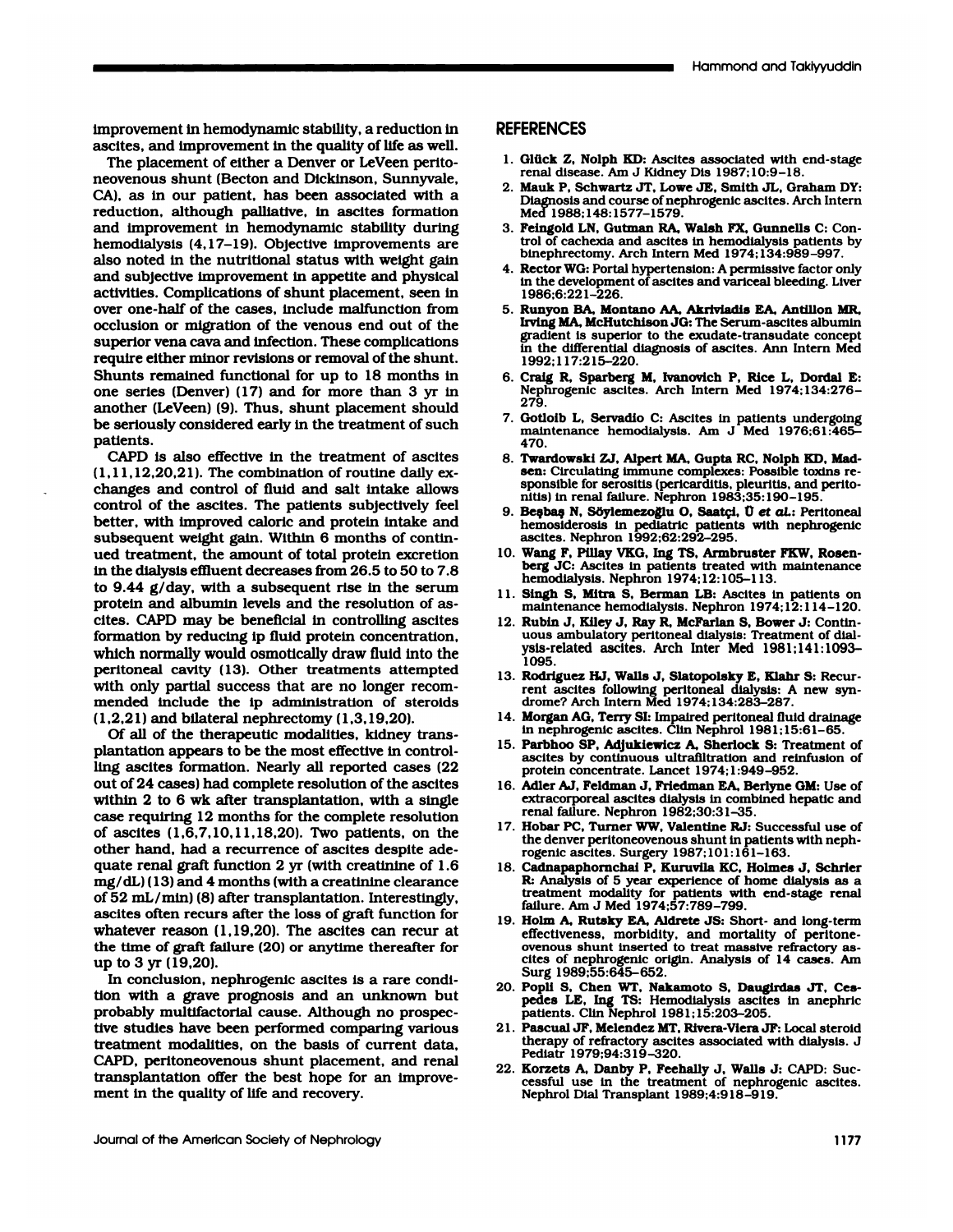improvement in hemodynamic stability, a reduction in ascites, and improvement in the quality of life as well.

The placement of either a Denver or LeVeen peritoneovenous shunt (Becton and Dickinson, Sunnyvale, CA), as in our patient, has been associated with a reduction, although palliative, in ascites formation and improvement in hemodynamic stability during hemodialysis (4,17-19). Objective improvements are also noted in the nutritional status with weight gain and subjective improvement in appetite and physical activities. Complications of shunt placement, seen in over one-half of the cases, include malfunction from occlusion or migration of the venous end out of the superior vena cava and infection. These complications require either minor revisions or removal of the shunt. Shunts remained functional for up to 18 months in one series (Denver) (17) and for more than 3 yr in another (LeVeen) (9). Thus, shunt placement should be seriously considered early in the treatment of such patients.

CAPD is also effective in the treatment of ascites (1,11,12,20,21). The combination of routine daily exchanges and control of fluid and salt intake allows control of the ascites. The patients subjectively feel better, with improved caloric and protein intake and subsequent weight gain. Within 6 months of continued treatment, the amount of total protein excretion in the dialysis effluent decreases from 26.5 to 50 to 7.8 to 9.44 g/day, with a subsequent rise in the serum protein and albumin levels and the resolution of ascites. CAPD may be beneficial in controlling ascites formation by reducing ip fluid protein concentration, which normally would osmotically draw fluid into the peritoneal cavity (13). Other treatments attempted with only partial success that are no longer recommended include the ip administration of steroids (1,2,21) and bilateral nephrectomy (1,3,19,20).

Of all of the therapeutic modalities, kidney transplantation appears to be the most effective in controlling ascites formation. Nearly all reported cases (22 out of 24 cases) had complete resolution of the ascites within 2 to 6 wk after transplantation, with a single case requiring 12 months for the complete resolution of ascites (1,6,7,10,11,18,20). Two patients, on the other hand, had a recurrence of ascites despite adequate renal graft function 2 yr (with creatinine of 1.6 mg/dL) (13) and 4 months (with a creatinine clearance of 52 mL/min) (8) after transplantation. Interestingly, ascites often recurs after the loss of graft function for whatever reason (1,19,20). The ascites can recur at the time of graft failure (20) or anytime thereafter for up to 3 yr (19,20).

In conclusion, nephrogenic ascites is a rare condition with a grave prognosis and an unknown but probably multifactorial cause. Although no prospective studies have been performed comparing various treatment modalities, on the basis of current data, CAPD, peritoneovenous shunt placement, and renal transplantation offer the best hope for an improvement in the quality of life and recovery.

## REFERENCES

1. Glück Z, Nolph KD: Ascites associated with end-stage renal disease. Am J Kidney Dis 1987;10:9-18.
2. Mauk P, Schwartz JT, Lowe JE, Smith JL, Graham DY: Diagnosis and course of nephrogenic ascites. Arch Intern Med 1988;148:1577-1579.
3. Feingold LN, Gutman RA, Walsh FX, Gunnells C: Control of cachexia and ascites in hemodialysis patients by binephrectomy. Arch Intern Med 1974;134:989-997.
4. Rector WG: Portal hypertension: A permissive factor only in the development of ascites and variceal bleeding. Liver 1986;6:221-226.
5. Runyon BA, Montano AA, Akriviadis EA, Antillon MR, Irving MA, McHutchison JG: The Serum-ascites albumin gradient is superior to the exudate-transudate concept in the differential diagnosis of ascites. Ann Intern Med 1992;117:215-220.
6. Craig R, Sparberg M, Ivanovich P, Rice L, Dordal E: Nephrogenic ascites. Arch Intern Med 1974;134:276-279.
7. Gotloib L, Servadio C: Ascites in patients undergoing maintenance hemodialysis. Am J Med 1976;61:465-470.
8. Twardowski ZJ, Alpert MA, Gupta RC, Nolph KD, Madsen: Circulating immune complexes: Possible toxins responsible for serositis (pericarditis, pleuritis, and peritonitis) in renal failure. Nephron 1983;35:190-195.
9. Beşbaş N, Söylemezoğlu O, Saatçi, Ü *et al.*: Peritoneal hemosiderosis in pediatric patients with nephrogenic ascites. Nephron 1992;62:292-295.
10. Wang F, Pillay VKG, Ing TS, Armbruster FKW, Rosenberg JC: Ascites in patients treated with maintenance hemodialysis. Nephron 1974;12:105-113.
11. Singh S, Mitra S, Berman LB: Ascites in patients on maintenance hemodialysis. Nephron 1974;12:114-120.
12. Rubin J, Kiley J, Ray R, McFarlan S, Bower J: Continuous ambulatory peritoneal dialysis: Treatment of dialysis-related ascites. Arch Inter Med 1981;141:1093-1095.
13. Rodriguez HJ, Walls J, Slatopolsky E, Klahr S: Recurrent ascites following peritoneal dialysis: A new syndrome? Arch Intern Med 1974;134:283-287.
14. Morgan AG, Terry SI: Impaired peritoneal fluid drainage in nephrogenic ascites. Clin Nephrol 1981;15:61-65.
15. Parbhoo SP, Adjukiewicz A, Sherlock S: Treatment of ascites by continuous ultrafiltration and reinfusion of protein concentrate. Lancet 1974;1:949-952.
16. Adler AJ, Feldman J, Friedman EA, Berlyne GM: Use of extracorporeal ascites dialysis in combined hepatic and renal failure. Nephron 1982;30:31-35.
17. Hobar PC, Turner WW, Valentine RJ: Successful use of the denver peritoneovenous shunt in patients with nephrogenic ascites. Surgery 1987;101:161-163.
18. Cadnapaphornchai P, Kuruvila KC, Holmes J, Schrier R: Analysis of 5 year experience of home dialysis as a treatment modality for patients with end-stage renal failure. Am J Med 1974;57:789-799.
19. Holm A, Rutsky EA, Aldrete JS: Short- and long-term effectiveness, morbidity, and mortality of peritoneovenous shunt inserted to treat massive refractory ascites of nephrogenic origin. Analysis of 14 cases. Am Surg 1989;55:645-652.
20. Popli S, Chen WT, Nakamoto S, Daugirdas JT, Cespedes LE, Ing TS: Hemodialysis ascites in anephric patients. Clin Nephrol 1981;15:203-205.
21. Pascual JF, Melendez MT, Rivera-Viera JF: Local steroid therapy of refractory ascites associated with dialysis. J Pediatr 1979;94:319-320.
22. Korzets A, Danby P, Feehally J, Walls J: CAPD: Successful use in the treatment of nephrogenic ascites. Nephrol Dial Transplant 1989;4:918-919.